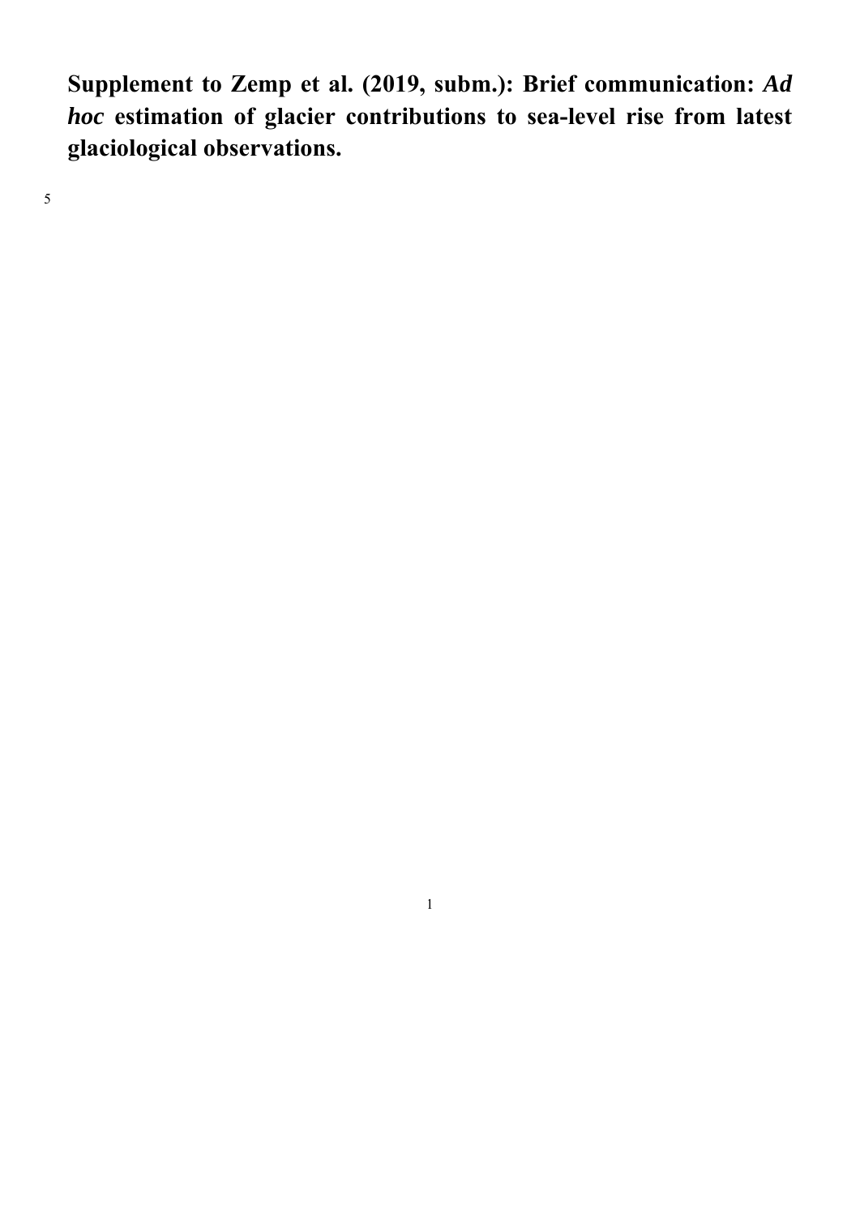# Supplement to Zemp et al. (2019, subm.): Brief communication: *Ad hoc* estimation of glacier contributions to sea-level rise from latest glaciological observations.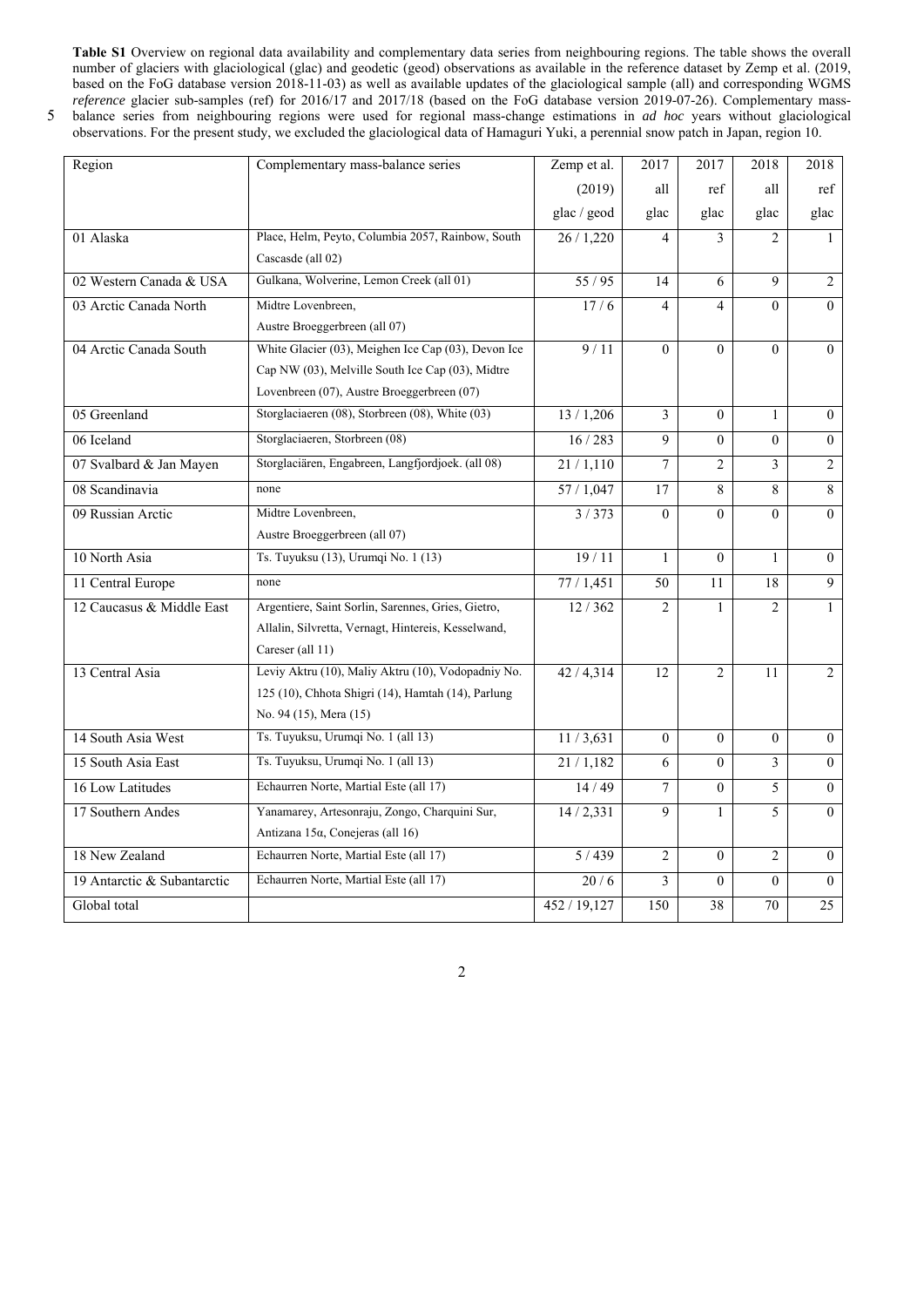**Table S1** Overview on regional data availability and complementary data series from neighbouring regions. The table shows the overall number of glaciers with glaciological (glac) and geodetic (geod) observations as available in the reference dataset by Zemp et al. (2019, based on the FoG database version 2018-11-03) as well as available updates of the glaciological sample (all) and corresponding WGMS *reference* glacier sub-samples (ref) for 2016/17 and 2017/18 (based on the FoG database version 2019-07-26). Complementary mass-balance series from neighbouring regions were used for regional mass-change estimations in *ad hoc* years without glaciological observations. For the present study, we excluded the glaciological data of Hamaguri Yuki, a perennial snow patch in Japan, region 10.

| Region | Complementary mass-balance series | Zemp et al. (2019) glac / geod | 2017 all glac | 2017 ref glac | 2018 all glac | 2018 ref glac |
|---|---|---|---|---|---|---|
| 01 Alaska | Place, Helm, Peyto, Columbia 2057, Rainbow, South Cascasde (all 02) | 26 / 1,220 | 4 | 3 | 2 | 1 |
| 02 Western Canada & USA | Gulkana, Wolverine, Lemon Creek (all 01) | 55 / 95 | 14 | 6 | 9 | 2 |
| 03 Arctic Canada North | Midtre Lovenbreen, Austre Broeggerbreen (all 07) | 17 / 6 | 4 | 4 | 0 | 0 |
| 04 Arctic Canada South | White Glacier (03), Meighen Ice Cap (03), Devon Ice Cap NW (03), Melville South Ice Cap (03), Midtre Lovenbreen (07), Austre Broeggerbreen (07) | 9 / 11 | 0 | 0 | 0 | 0 |
| 05 Greenland | Storglaciaeren (08), Storbreen (08), White (03) | 13 / 1,206 | 3 | 0 | 1 | 0 |
| 06 Iceland | Storglaciaeren, Storbreen (08) | 16 / 283 | 9 | 0 | 0 | 0 |
| 07 Svalbard & Jan Mayen | Storglaciären, Engabreen, Langfjordjoek. (all 08) | 21 / 1,110 | 7 | 2 | 3 | 2 |
| 08 Scandinavia | none | 57 / 1,047 | 17 | 8 | 8 | 8 |
| 09 Russian Arctic | Midtre Lovenbreen, Austre Broeggerbreen (all 07) | 3 / 373 | 0 | 0 | 0 | 0 |
| 10 North Asia | Ts. Tuyuksu (13), Urumqi No. 1 (13) | 19 / 11 | 1 | 0 | 1 | 0 |
| 11 Central Europe | none | 77 / 1,451 | 50 | 11 | 18 | 9 |
| 12 Caucasus & Middle East | Argentiere, Saint Sorlin, Sarennes, Gries, Gietro, Allalin, Silvretta, Vernagt, Hintereis, Kesselwand, Careser (all 11) | 12 / 362 | 2 | 1 | 2 | 1 |
| 13 Central Asia | Leviy Aktru (10), Maliy Aktru (10), Vodopadniy No. 125 (10), Chhota Shigri (14), Hamtah (14), Parlung No. 94 (15), Mera (15) | 42 / 4,314 | 12 | 2 | 11 | 2 |
| 14 South Asia West | Ts. Tuyuksu, Urumqi No. 1 (all 13) | 11 / 3,631 | 0 | 0 | 0 | 0 |
| 15 South Asia East | Ts. Tuyuksu, Urumqi No. 1 (all 13) | 21 / 1,182 | 6 | 0 | 3 | 0 |
| 16 Low Latitudes | Echaurren Norte, Martial Este (all 17) | 14 / 49 | 7 | 0 | 5 | 0 |
| 17 Southern Andes | Yanamarey, Artesonraju, Zongo, Charquini Sur, Antizana 15α, Conejeras (all 16) | 14 / 2,331 | 9 | 1 | 5 | 0 |
| 18 New Zealand | Echaurren Norte, Martial Este (all 17) | 5 / 439 | 2 | 0 | 2 | 0 |
| 19 Antarctic & Subantarctic | Echaurren Norte, Martial Este (all 17) | 20 / 6 | 3 | 0 | 0 | 0 |
| Global total | | 452 / 19,127 | 150 | 38 | 70 | 25 |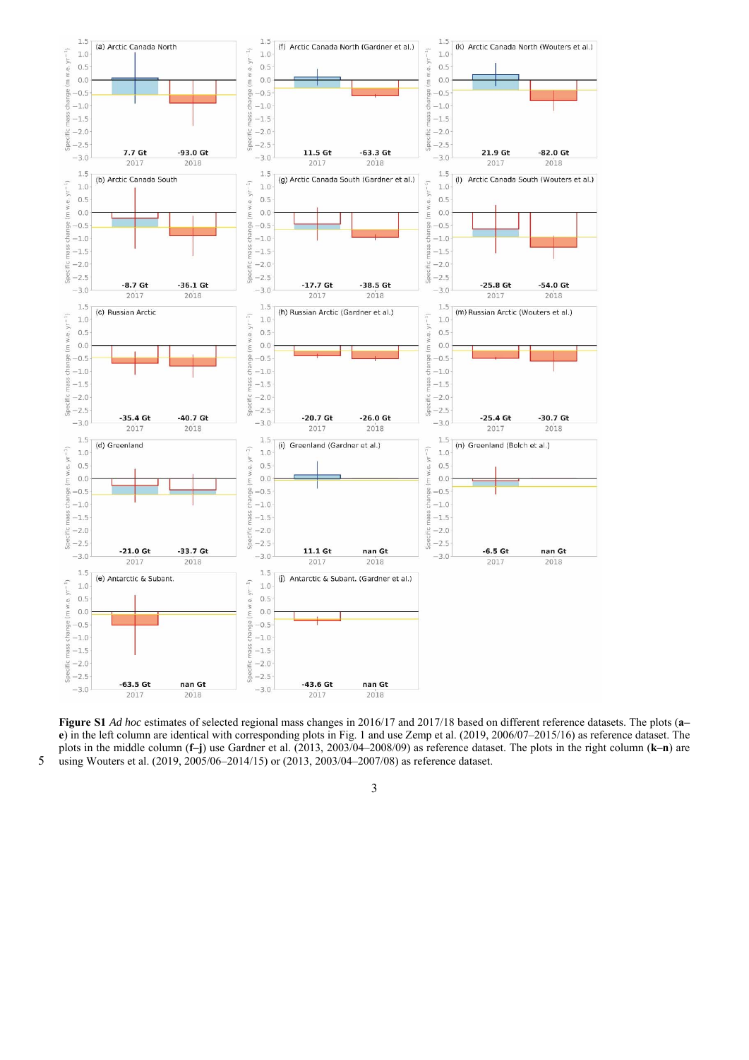**Figure S1** *Ad hoc* estimates of selected regional mass changes in 2016/17 and 2017/18 based on different reference datasets. The plots (**a–e**) in the left column are identical with corresponding plots in Fig. 1 and use Zemp et al. (2019, 2006/07–2015/16) as reference dataset. The plots in the middle column (**f–j**) use Gardner et al. (2013, 2003/04–2008/09) as reference dataset. The plots in the right column (**k–n**) are using Wouters et al. (2019, 2005/06–2014/15) or (2013, 2003/04–2007/08) as reference dataset.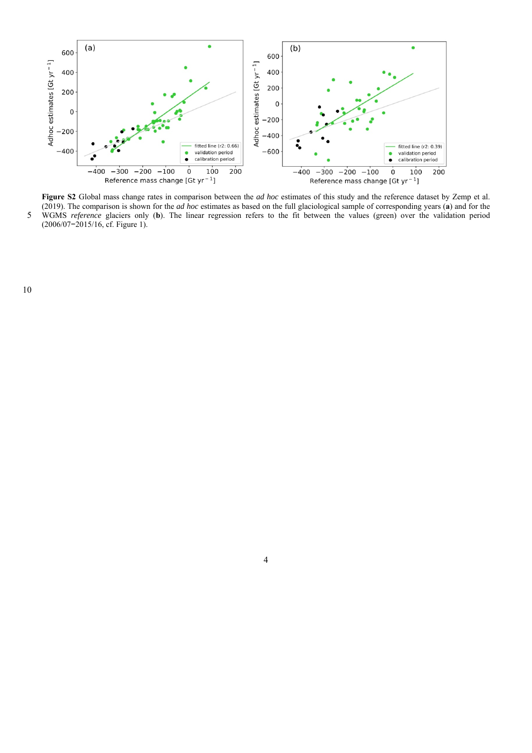(a)

Adhoc estimates [Gt yr$^{-1}$]

600
400
200
0
−200
−400

−400 −300 −200 −100 0 100 200

Reference mass change [Gt yr$^{-1}$]

fitted line (r2: 0.66)
validation period
calibration period

(b)

Adhoc estimates [Gt yr$^{-1}$]

600
400
200
0
−200
−400
−600

−400 −300 −200 −100 0 100 200

Reference mass change [Gt yr$^{-1}$]

fitted line (r2: 0.39)
validation period
calibration period

**Figure S2** Global mass change rates in comparison between the *ad hoc* estimates of this study and the reference dataset by Zemp et al. (2019). The comparison is shown for the *ad hoc* estimates as based on the full glaciological sample of corresponding years (**a**) and for the WGMS *reference* glaciers only (**b**). The linear regression refers to the fit between the values (green) over the validation period (2006/07−2015/16, cf. Figure 1).